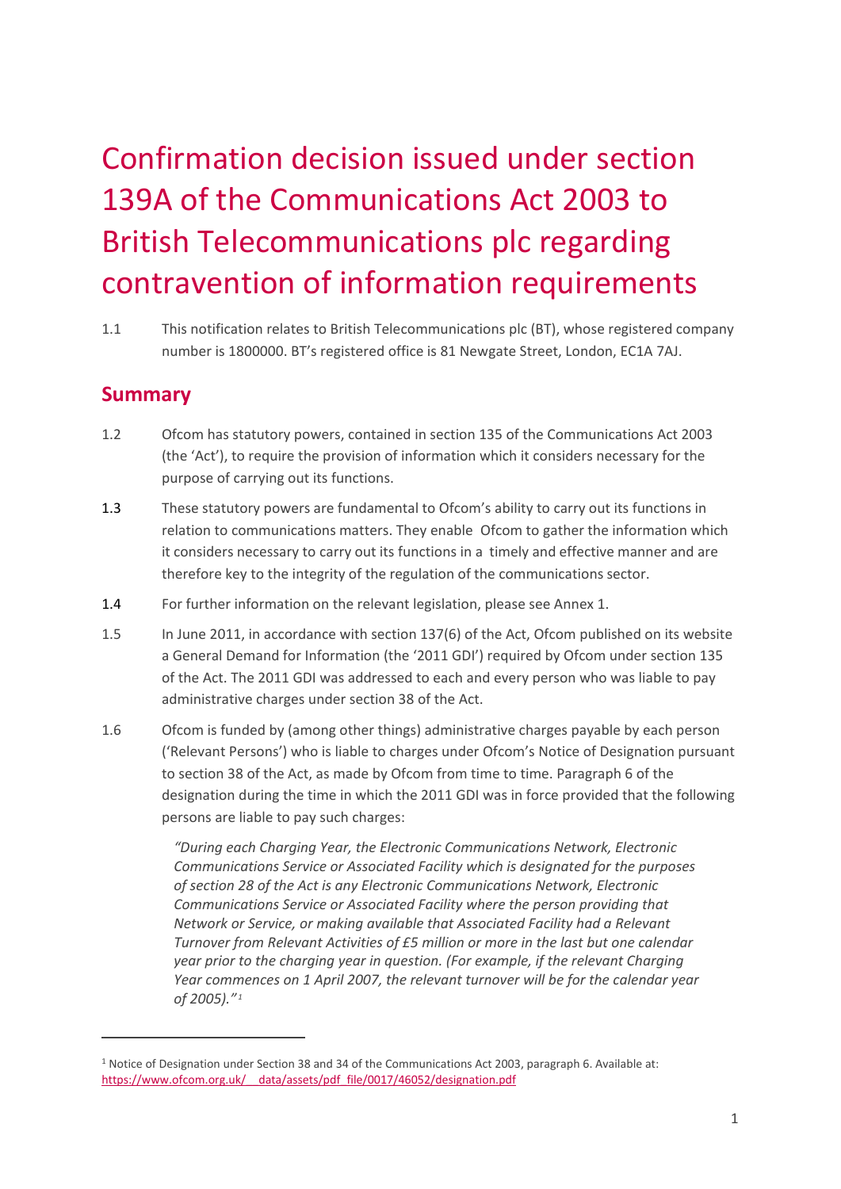# Confirmation decision issued under section 139A of the Communications Act 2003 to British Telecommunications plc regarding contravention of information requirements

1.1 This notification relates to British Telecommunications plc (BT), whose registered company number is 1800000. BT's registered office is 81 Newgate Street, London, EC1A 7AJ.

## Summary

1.2 Ofcom has statutory powers, contained in section 135 of the Communications Act 2003 (the 'Act'), to require the provision of information which it considers necessary for the purpose of carrying out its functions.

1.3 These statutory powers are fundamental to Ofcom's ability to carry out its functions in relation to communications matters. They enable Ofcom to gather the information which it considers necessary to carry out its functions in a timely and effective manner and are therefore key to the integrity of the regulation of the communications sector.

1.4 For further information on the relevant legislation, please see Annex 1.

1.5 In June 2011, in accordance with section 137(6) of the Act, Ofcom published on its website a General Demand for Information (the '2011 GDI') required by Ofcom under section 135 of the Act. The 2011 GDI was addressed to each and every person who was liable to pay administrative charges under section 38 of the Act.

1.6 Ofcom is funded by (among other things) administrative charges payable by each person ('Relevant Persons') who is liable to charges under Ofcom's Notice of Designation pursuant to section 38 of the Act, as made by Ofcom from time to time. Paragraph 6 of the designation during the time in which the 2011 GDI was in force provided that the following persons are liable to pay such charges:

> *"During each Charging Year, the Electronic Communications Network, Electronic Communications Service or Associated Facility which is designated for the purposes of section 28 of the Act is any Electronic Communications Network, Electronic Communications Service or Associated Facility where the person providing that Network or Service, or making available that Associated Facility had a Relevant Turnover from Relevant Activities of £5 million or more in the last but one calendar year prior to the charging year in question. (For example, if the relevant Charging Year commences on 1 April 2007, the relevant turnover will be for the calendar year of 2005)."*[1]

[1] Notice of Designation under Section 38 and 34 of the Communications Act 2003, paragraph 6. Available at: https://www.ofcom.org.uk/__data/assets/pdf_file/0017/46052/designation.pdf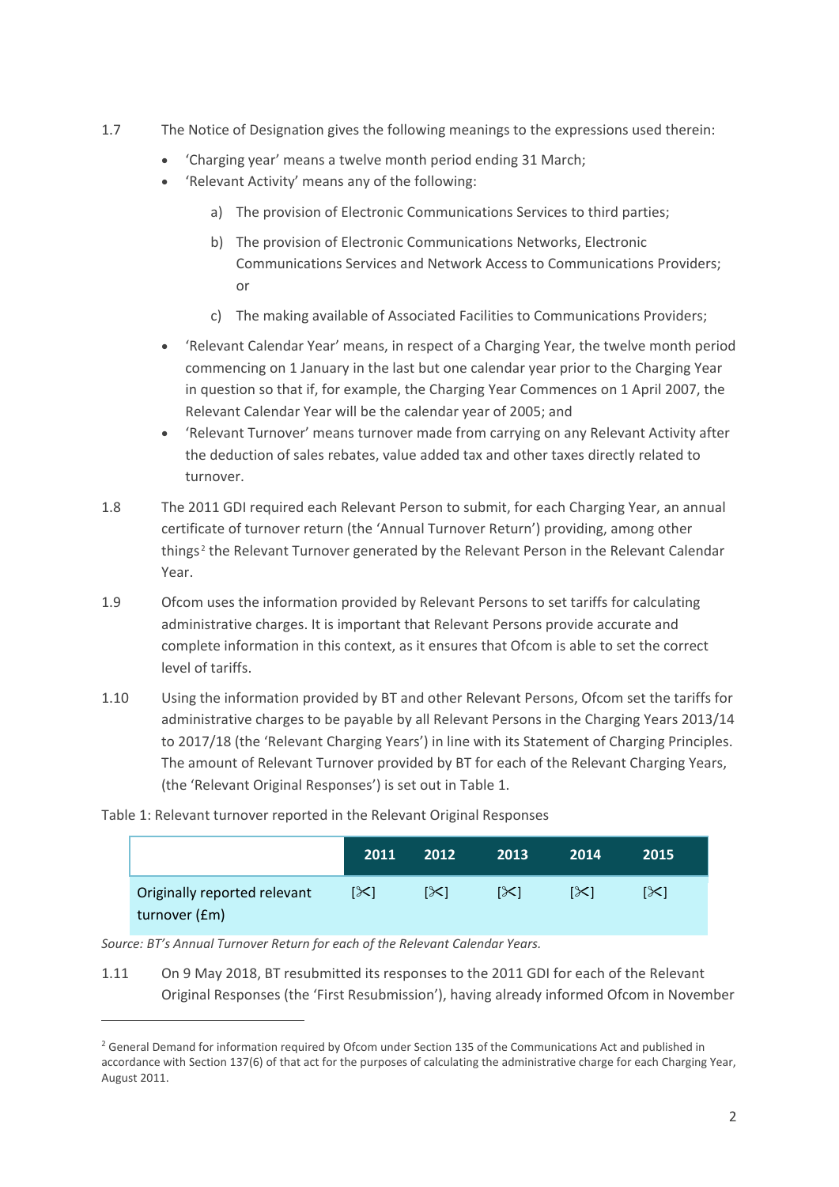1.7 The Notice of Designation gives the following meanings to the expressions used therein:

- 'Charging year' means a twelve month period ending 31 March;
- 'Relevant Activity' means any of the following:
    a) The provision of Electronic Communications Services to third parties;
    b) The provision of Electronic Communications Networks, Electronic Communications Services and Network Access to Communications Providers; or
    c) The making available of Associated Facilities to Communications Providers;
- 'Relevant Calendar Year' means, in respect of a Charging Year, the twelve month period commencing on 1 January in the last but one calendar year prior to the Charging Year in question so that if, for example, the Charging Year Commences on 1 April 2007, the Relevant Calendar Year will be the calendar year of 2005; and
- 'Relevant Turnover' means turnover made from carrying on any Relevant Activity after the deduction of sales rebates, value added tax and other taxes directly related to turnover.

1.8 The 2011 GDI required each Relevant Person to submit, for each Charging Year, an annual certificate of turnover return (the 'Annual Turnover Return') providing, among other things[2] the Relevant Turnover generated by the Relevant Person in the Relevant Calendar Year.

1.9 Ofcom uses the information provided by Relevant Persons to set tariffs for calculating administrative charges. It is important that Relevant Persons provide accurate and complete information in this context, as it ensures that Ofcom is able to set the correct level of tariffs.

1.10 Using the information provided by BT and other Relevant Persons, Ofcom set the tariffs for administrative charges to be payable by all Relevant Persons in the Charging Years 2013/14 to 2017/18 (the 'Relevant Charging Years') in line with its Statement of Charging Principles. The amount of Relevant Turnover provided by BT for each of the Relevant Charging Years, (the 'Relevant Original Responses') is set out in Table 1.

Table 1: Relevant turnover reported in the Relevant Original Responses

| | 2011 | 2012 | 2013 | 2014 | 2015 |
|---|---|---|---|---|---|
| Originally reported relevant turnover (£m) | [✂] | [✂] | [✂] | [✂] | [✂] |

*Source: BT's Annual Turnover Return for each of the Relevant Calendar Years.*

1.11 On 9 May 2018, BT resubmitted its responses to the 2011 GDI for each of the Relevant Original Responses (the 'First Resubmission'), having already informed Ofcom in November

[2] General Demand for information required by Ofcom under Section 135 of the Communications Act and published in accordance with Section 137(6) of that act for the purposes of calculating the administrative charge for each Charging Year, August 2011.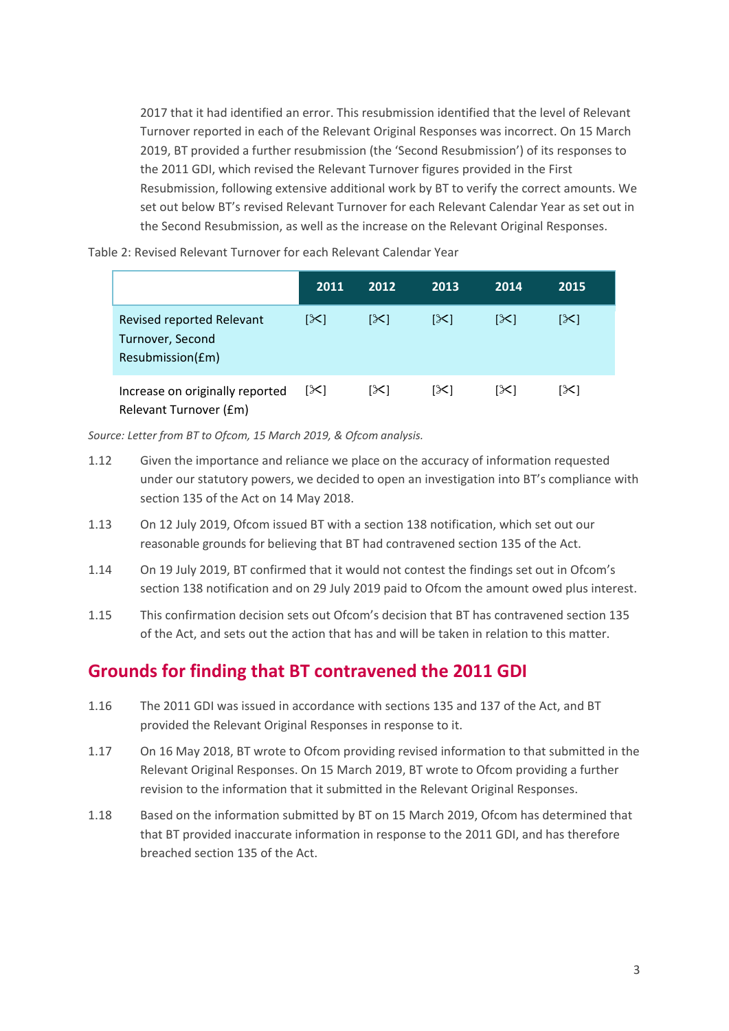2017 that it had identified an error. This resubmission identified that the level of Relevant Turnover reported in each of the Relevant Original Responses was incorrect. On 15 March 2019, BT provided a further resubmission (the 'Second Resubmission') of its responses to the 2011 GDI, which revised the Relevant Turnover figures provided in the First Resubmission, following extensive additional work by BT to verify the correct amounts. We set out below BT's revised Relevant Turnover for each Relevant Calendar Year as set out in the Second Resubmission, as well as the increase on the Relevant Original Responses.

Table 2: Revised Relevant Turnover for each Relevant Calendar Year

| | 2011 | 2012 | 2013 | 2014 | 2015 |
|---|---|---|---|---|---|
| Revised reported Relevant Turnover, Second Resubmission(£m) | [✂] | [✂] | [✂] | [✂] | [✂] |
| Increase on originally reported Relevant Turnover (£m) | [✂] | [✂] | [✂] | [✂] | [✂] |

*Source: Letter from BT to Ofcom, 15 March 2019, & Ofcom analysis.*

1.12 Given the importance and reliance we place on the accuracy of information requested under our statutory powers, we decided to open an investigation into BT's compliance with section 135 of the Act on 14 May 2018.

1.13 On 12 July 2019, Ofcom issued BT with a section 138 notification, which set out our reasonable grounds for believing that BT had contravened section 135 of the Act.

1.14 On 19 July 2019, BT confirmed that it would not contest the findings set out in Ofcom's section 138 notification and on 29 July 2019 paid to Ofcom the amount owed plus interest.

1.15 This confirmation decision sets out Ofcom's decision that BT has contravened section 135 of the Act, and sets out the action that has and will be taken in relation to this matter.

## Grounds for finding that BT contravened the 2011 GDI

1.16 The 2011 GDI was issued in accordance with sections 135 and 137 of the Act, and BT provided the Relevant Original Responses in response to it.

1.17 On 16 May 2018, BT wrote to Ofcom providing revised information to that submitted in the Relevant Original Responses. On 15 March 2019, BT wrote to Ofcom providing a further revision to the information that it submitted in the Relevant Original Responses.

1.18 Based on the information submitted by BT on 15 March 2019, Ofcom has determined that that BT provided inaccurate information in response to the 2011 GDI, and has therefore breached section 135 of the Act.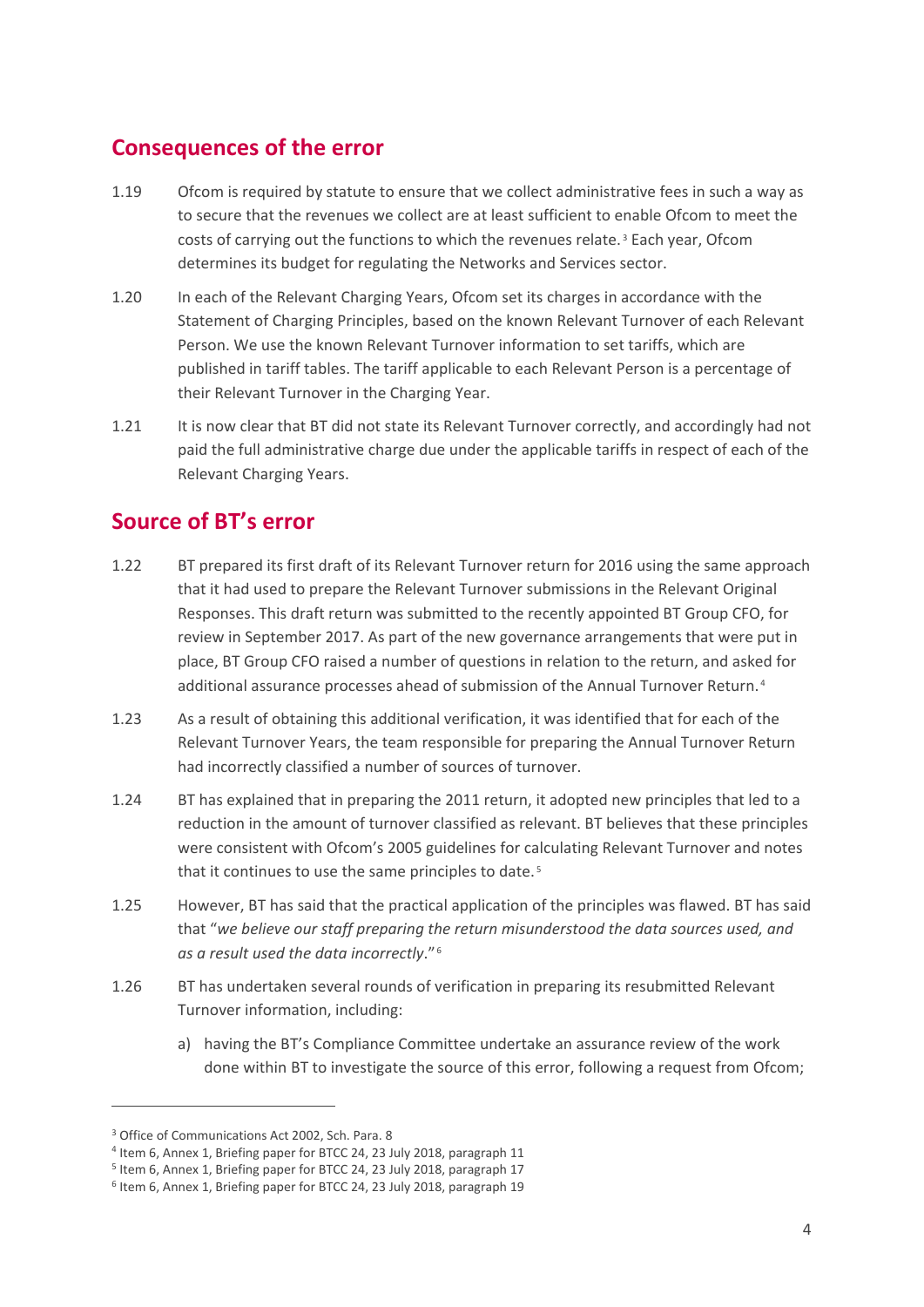## Consequences of the error

1.19 Ofcom is required by statute to ensure that we collect administrative fees in such a way as to secure that the revenues we collect are at least sufficient to enable Ofcom to meet the costs of carrying out the functions to which the revenues relate.[3] Each year, Ofcom determines its budget for regulating the Networks and Services sector.

1.20 In each of the Relevant Charging Years, Ofcom set its charges in accordance with the Statement of Charging Principles, based on the known Relevant Turnover of each Relevant Person. We use the known Relevant Turnover information to set tariffs, which are published in tariff tables. The tariff applicable to each Relevant Person is a percentage of their Relevant Turnover in the Charging Year.

1.21 It is now clear that BT did not state its Relevant Turnover correctly, and accordingly had not paid the full administrative charge due under the applicable tariffs in respect of each of the Relevant Charging Years.

## Source of BT's error

1.22 BT prepared its first draft of its Relevant Turnover return for 2016 using the same approach that it had used to prepare the Relevant Turnover submissions in the Relevant Original Responses. This draft return was submitted to the recently appointed BT Group CFO, for review in September 2017. As part of the new governance arrangements that were put in place, BT Group CFO raised a number of questions in relation to the return, and asked for additional assurance processes ahead of submission of the Annual Turnover Return.[4]

1.23 As a result of obtaining this additional verification, it was identified that for each of the Relevant Turnover Years, the team responsible for preparing the Annual Turnover Return had incorrectly classified a number of sources of turnover.

1.24 BT has explained that in preparing the 2011 return, it adopted new principles that led to a reduction in the amount of turnover classified as relevant. BT believes that these principles were consistent with Ofcom's 2005 guidelines for calculating Relevant Turnover and notes that it continues to use the same principles to date.[5]

1.25 However, BT has said that the practical application of the principles was flawed. BT has said that "*we believe our staff preparing the return misunderstood the data sources used, and as a result used the data incorrectly*."[6]

1.26 BT has undertaken several rounds of verification in preparing its resubmitted Relevant Turnover information, including:

a) having the BT's Compliance Committee undertake an assurance review of the work done within BT to investigate the source of this error, following a request from Ofcom;

---

[3] Office of Communications Act 2002, Sch. Para. 8

[4] Item 6, Annex 1, Briefing paper for BTCC 24, 23 July 2018, paragraph 11

[5] Item 6, Annex 1, Briefing paper for BTCC 24, 23 July 2018, paragraph 17

[6] Item 6, Annex 1, Briefing paper for BTCC 24, 23 July 2018, paragraph 19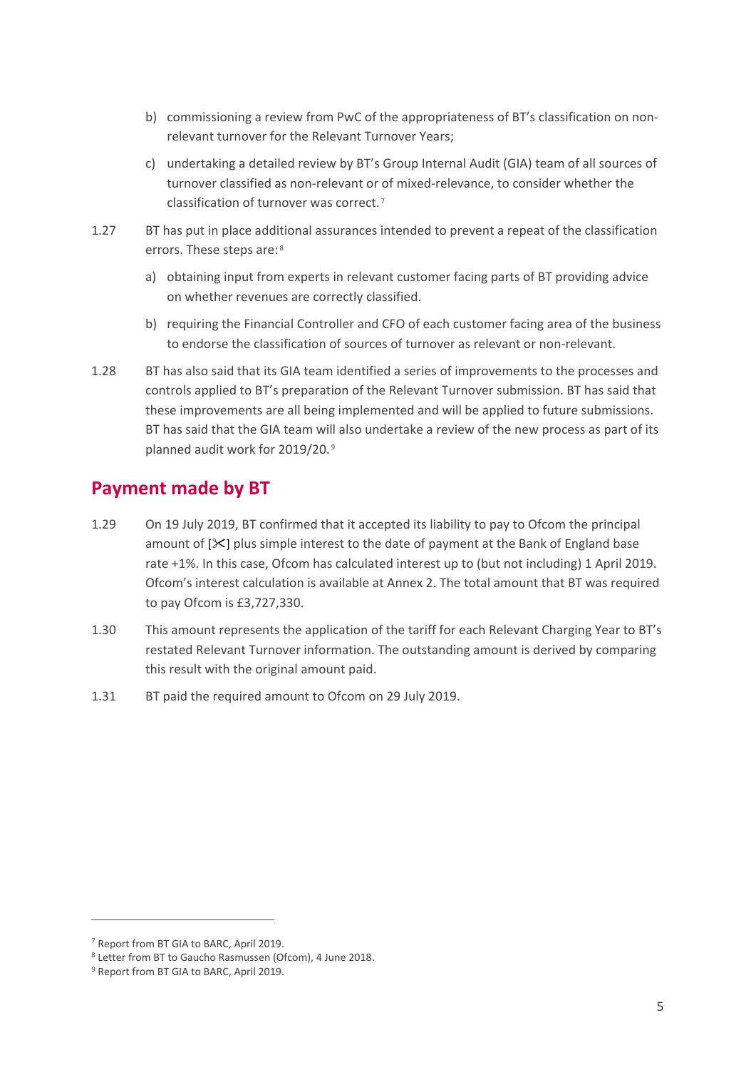b) commissioning a review from PwC of the appropriateness of BT's classification on non-relevant turnover for the Relevant Turnover Years;

c) undertaking a detailed review by BT's Group Internal Audit (GIA) team of all sources of turnover classified as non-relevant or of mixed-relevance, to consider whether the classification of turnover was correct.[7]

1.27 BT has put in place additional assurances intended to prevent a repeat of the classification errors. These steps are:[8]

a) obtaining input from experts in relevant customer facing parts of BT providing advice on whether revenues are correctly classified.

b) requiring the Financial Controller and CFO of each customer facing area of the business to endorse the classification of sources of turnover as relevant or non-relevant.

1.28 BT has also said that its GIA team identified a series of improvements to the processes and controls applied to BT's preparation of the Relevant Turnover submission. BT has said that these improvements are all being implemented and will be applied to future submissions. BT has said that the GIA team will also undertake a review of the new process as part of its planned audit work for 2019/20.[9]

## Payment made by BT

1.29 On 19 July 2019, BT confirmed that it accepted its liability to pay to Ofcom the principal amount of [✂] plus simple interest to the date of payment at the Bank of England base rate +1%. In this case, Ofcom has calculated interest up to (but not including) 1 April 2019. Ofcom's interest calculation is available at Annex 2. The total amount that BT was required to pay Ofcom is £3,727,330.

1.30 This amount represents the application of the tariff for each Relevant Charging Year to BT's restated Relevant Turnover information. The outstanding amount is derived by comparing this result with the original amount paid.

1.31 BT paid the required amount to Ofcom on 29 July 2019.

---

[7] Report from BT GIA to BARC, April 2019.

[8] Letter from BT to Gaucho Rasmussen (Ofcom), 4 June 2018.

[9] Report from BT GIA to BARC, April 2019.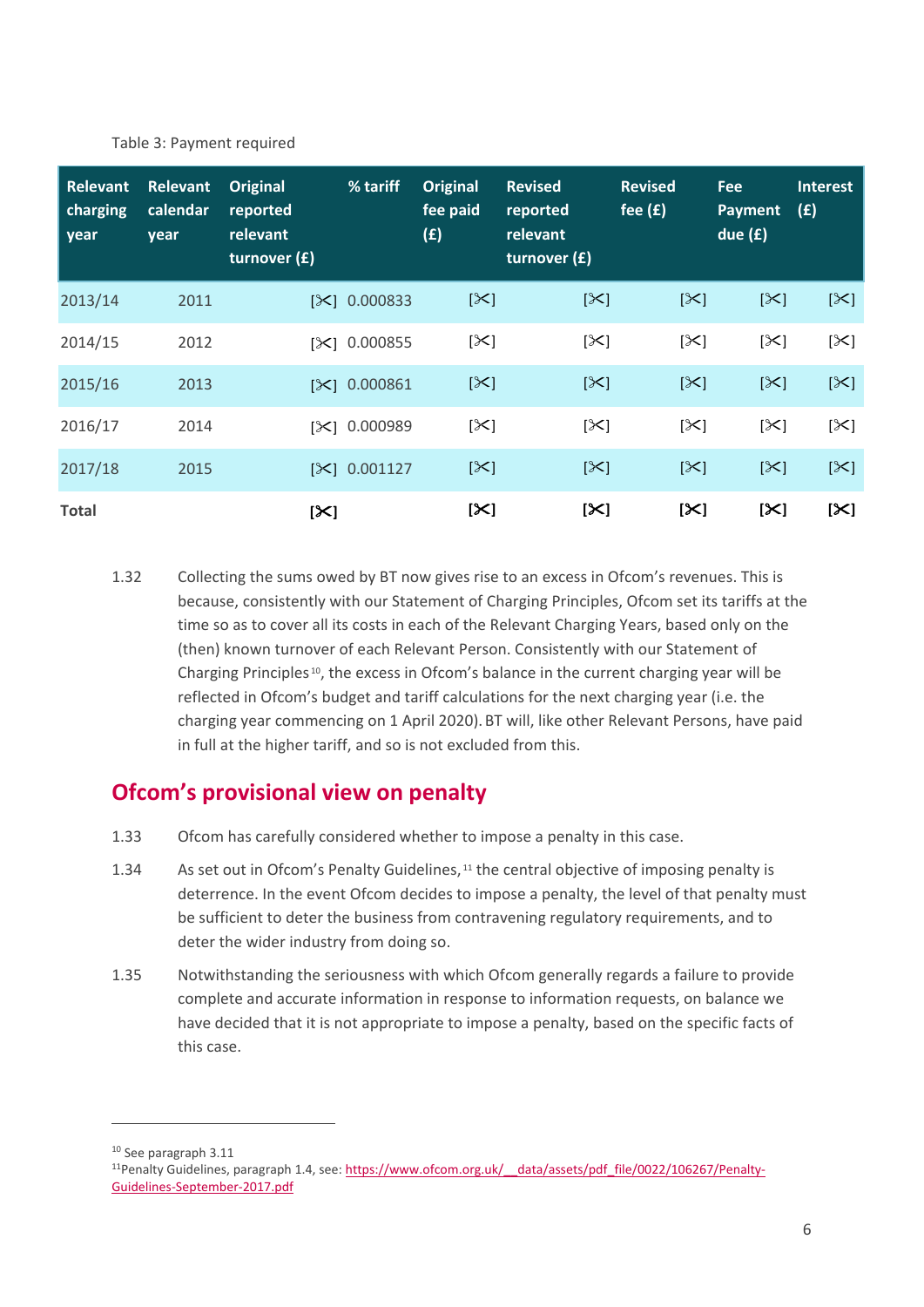Table 3: Payment required

| Relevant charging year | Relevant calendar year | Original reported relevant turnover (£) | % tariff | Original fee paid (£) | Revised reported relevant turnover (£) | Revised fee (£) | Fee Payment due (£) | Interest (£) |
|---|---|---|---|---|---|---|---|---|
| 2013/14 | 2011 | [✂] | 0.000833 | [✂] | [✂] | [✂] | [✂] | [✂] |
| 2014/15 | 2012 | [✂] | 0.000855 | [✂] | [✂] | [✂] | [✂] | [✂] |
| 2015/16 | 2013 | [✂] | 0.000861 | [✂] | [✂] | [✂] | [✂] | [✂] |
| 2016/17 | 2014 | [✂] | 0.000989 | [✂] | [✂] | [✂] | [✂] | [✂] |
| 2017/18 | 2015 | [✂] | 0.001127 | [✂] | [✂] | [✂] | [✂] | [✂] |
| **Total** | | **[✂]** | | **[✂]** | **[✂]** | **[✂]** | **[✂]** | **[✂]** |

1.32 Collecting the sums owed by BT now gives rise to an excess in Ofcom's revenues. This is because, consistently with our Statement of Charging Principles, Ofcom set its tariffs at the time so as to cover all its costs in each of the Relevant Charging Years, based only on the (then) known turnover of each Relevant Person. Consistently with our Statement of Charging Principles[10], the excess in Ofcom's balance in the current charging year will be reflected in Ofcom's budget and tariff calculations for the next charging year (i.e. the charging year commencing on 1 April 2020). BT will, like other Relevant Persons, have paid in full at the higher tariff, and so is not excluded from this.

## Ofcom's provisional view on penalty

1.33 Ofcom has carefully considered whether to impose a penalty in this case.

1.34 As set out in Ofcom's Penalty Guidelines,[11] the central objective of imposing penalty is deterrence. In the event Ofcom decides to impose a penalty, the level of that penalty must be sufficient to deter the business from contravening regulatory requirements, and to deter the wider industry from doing so.

1.35 Notwithstanding the seriousness with which Ofcom generally regards a failure to provide complete and accurate information in response to information requests, on balance we have decided that it is not appropriate to impose a penalty, based on the specific facts of this case.

---

[10] See paragraph 3.11

[11] Penalty Guidelines, paragraph 1.4, see: https://www.ofcom.org.uk/__data/assets/pdf_file/0022/106267/Penalty-Guidelines-September-2017.pdf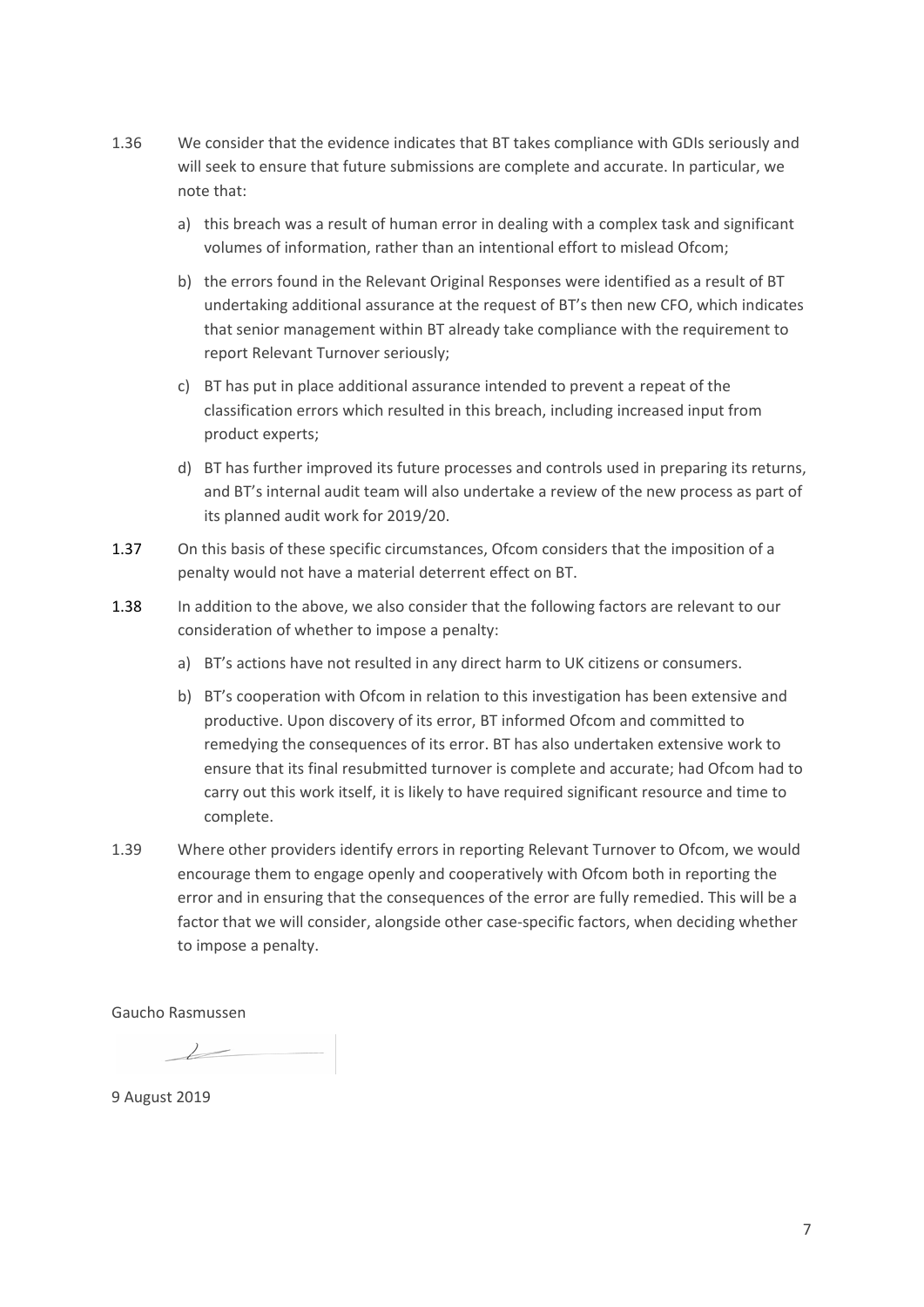1.36 We consider that the evidence indicates that BT takes compliance with GDIs seriously and will seek to ensure that future submissions are complete and accurate. In particular, we note that:

   a) this breach was a result of human error in dealing with a complex task and significant volumes of information, rather than an intentional effort to mislead Ofcom;

   b) the errors found in the Relevant Original Responses were identified as a result of BT undertaking additional assurance at the request of BT's then new CFO, which indicates that senior management within BT already take compliance with the requirement to report Relevant Turnover seriously;

   c) BT has put in place additional assurance intended to prevent a repeat of the classification errors which resulted in this breach, including increased input from product experts;

   d) BT has further improved its future processes and controls used in preparing its returns, and BT's internal audit team will also undertake a review of the new process as part of its planned audit work for 2019/20.

1.37 On this basis of these specific circumstances, Ofcom considers that the imposition of a penalty would not have a material deterrent effect on BT.

1.38 In addition to the above, we also consider that the following factors are relevant to our consideration of whether to impose a penalty:

   a) BT's actions have not resulted in any direct harm to UK citizens or consumers.

   b) BT's cooperation with Ofcom in relation to this investigation has been extensive and productive. Upon discovery of its error, BT informed Ofcom and committed to remedying the consequences of its error. BT has also undertaken extensive work to ensure that its final resubmitted turnover is complete and accurate; had Ofcom had to carry out this work itself, it is likely to have required significant resource and time to complete.

1.39 Where other providers identify errors in reporting Relevant Turnover to Ofcom, we would encourage them to engage openly and cooperatively with Ofcom both in reporting the error and in ensuring that the consequences of the error are fully remedied. This will be a factor that we will consider, alongside other case-specific factors, when deciding whether to impose a penalty.

Gaucho Rasmussen

9 August 2019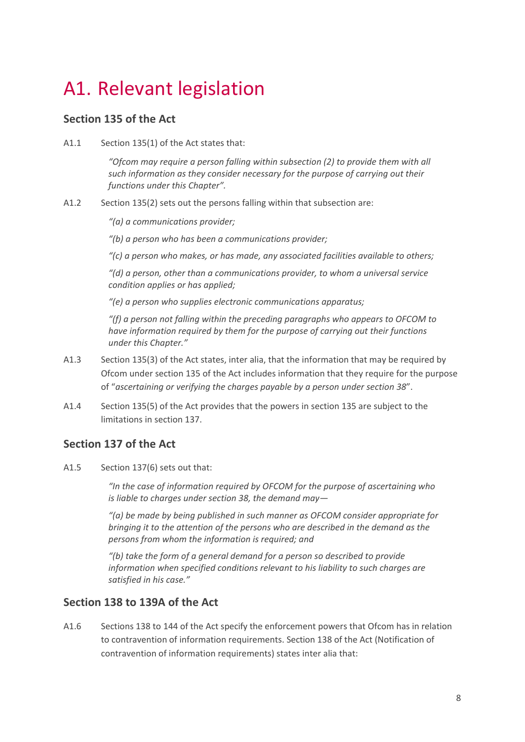# A1. Relevant legislation

## Section 135 of the Act

A1.1 Section 135(1) of the Act states that:

> *"Ofcom may require a person falling within subsection (2) to provide them with all such information as they consider necessary for the purpose of carrying out their functions under this Chapter"*.

A1.2 Section 135(2) sets out the persons falling within that subsection are:

> *"(a) a communications provider;*
>
> *"(b) a person who has been a communications provider;*
>
> *"(c) a person who makes, or has made, any associated facilities available to others;*
>
> *"(d) a person, other than a communications provider, to whom a universal service condition applies or has applied;*
>
> *"(e) a person who supplies electronic communications apparatus;*
>
> *"(f) a person not falling within the preceding paragraphs who appears to OFCOM to have information required by them for the purpose of carrying out their functions under this Chapter."*

A1.3 Section 135(3) of the Act states, inter alia, that the information that may be required by Ofcom under section 135 of the Act includes information that they require for the purpose of "*ascertaining or verifying the charges payable by a person under section 38*".

A1.4 Section 135(5) of the Act provides that the powers in section 135 are subject to the limitations in section 137.

## Section 137 of the Act

A1.5 Section 137(6) sets out that:

> *"In the case of information required by OFCOM for the purpose of ascertaining who is liable to charges under section 38, the demand may—*
>
> *"(a) be made by being published in such manner as OFCOM consider appropriate for bringing it to the attention of the persons who are described in the demand as the persons from whom the information is required; and*
>
> *"(b) take the form of a general demand for a person so described to provide information when specified conditions relevant to his liability to such charges are satisfied in his case."*

## Section 138 to 139A of the Act

A1.6 Sections 138 to 144 of the Act specify the enforcement powers that Ofcom has in relation to contravention of information requirements. Section 138 of the Act (Notification of contravention of information requirements) states inter alia that: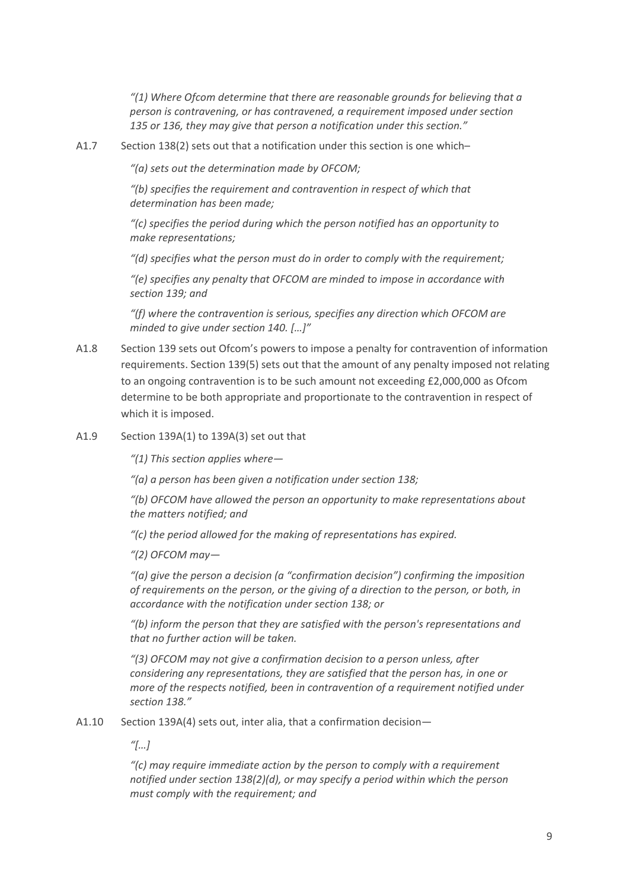*"(1) Where Ofcom determine that there are reasonable grounds for believing that a person is contravening, or has contravened, a requirement imposed under section 135 or 136, they may give that person a notification under this section."*

A1.7 Section 138(2) sets out that a notification under this section is one which–

*"(a) sets out the determination made by OFCOM;*

*"(b) specifies the requirement and contravention in respect of which that determination has been made;*

*"(c) specifies the period during which the person notified has an opportunity to make representations;*

*"(d) specifies what the person must do in order to comply with the requirement;*

*"(e) specifies any penalty that OFCOM are minded to impose in accordance with section 139; and*

*"(f) where the contravention is serious, specifies any direction which OFCOM are minded to give under section 140. […]"*

A1.8 Section 139 sets out Ofcom's powers to impose a penalty for contravention of information requirements. Section 139(5) sets out that the amount of any penalty imposed not relating to an ongoing contravention is to be such amount not exceeding £2,000,000 as Ofcom determine to be both appropriate and proportionate to the contravention in respect of which it is imposed.

A1.9 Section 139A(1) to 139A(3) set out that

*"(1) This section applies where—*

*"(a) a person has been given a notification under section 138;*

*"(b) OFCOM have allowed the person an opportunity to make representations about the matters notified; and*

*"(c) the period allowed for the making of representations has expired.*

*"(2) OFCOM may—*

*"(a) give the person a decision (a "confirmation decision") confirming the imposition of requirements on the person, or the giving of a direction to the person, or both, in accordance with the notification under section 138; or*

*"(b) inform the person that they are satisfied with the person's representations and that no further action will be taken.*

*"(3) OFCOM may not give a confirmation decision to a person unless, after considering any representations, they are satisfied that the person has, in one or more of the respects notified, been in contravention of a requirement notified under section 138."*

A1.10 Section 139A(4) sets out, inter alia, that a confirmation decision—

*"[…]*

*"(c) may require immediate action by the person to comply with a requirement notified under section 138(2)(d), or may specify a period within which the person must comply with the requirement; and*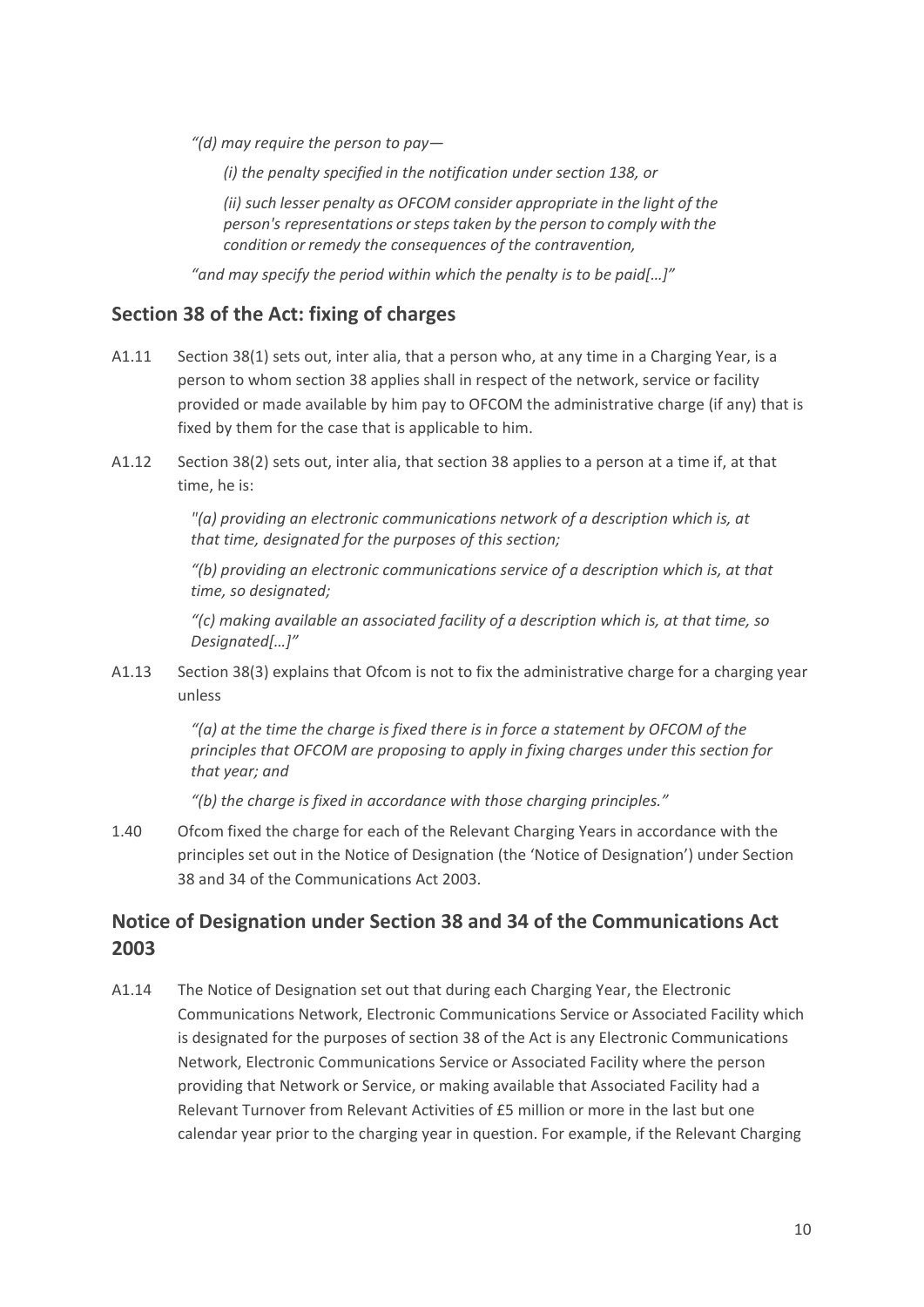*"(d) may require the person to pay—*

*(i) the penalty specified in the notification under section 138, or*

*(ii) such lesser penalty as OFCOM consider appropriate in the light of the person's representations or steps taken by the person to comply with the condition or remedy the consequences of the contravention,*

*"and may specify the period within which the penalty is to be paid[…]"*

## Section 38 of the Act: fixing of charges

A1.11 Section 38(1) sets out, inter alia, that a person who, at any time in a Charging Year, is a person to whom section 38 applies shall in respect of the network, service or facility provided or made available by him pay to OFCOM the administrative charge (if any) that is fixed by them for the case that is applicable to him.

A1.12 Section 38(2) sets out, inter alia, that section 38 applies to a person at a time if, at that time, he is:

> *"(a) providing an electronic communications network of a description which is, at that time, designated for the purposes of this section;*
>
> *"(b) providing an electronic communications service of a description which is, at that time, so designated;*
>
> *"(c) making available an associated facility of a description which is, at that time, so Designated[…]"*

A1.13 Section 38(3) explains that Ofcom is not to fix the administrative charge for a charging year unless

> *"(a) at the time the charge is fixed there is in force a statement by OFCOM of the principles that OFCOM are proposing to apply in fixing charges under this section for that year; and*
>
> *"(b) the charge is fixed in accordance with those charging principles."*

1.40 Ofcom fixed the charge for each of the Relevant Charging Years in accordance with the principles set out in the Notice of Designation (the 'Notice of Designation') under Section 38 and 34 of the Communications Act 2003.

## Notice of Designation under Section 38 and 34 of the Communications Act 2003

A1.14 The Notice of Designation set out that during each Charging Year, the Electronic Communications Network, Electronic Communications Service or Associated Facility which is designated for the purposes of section 38 of the Act is any Electronic Communications Network, Electronic Communications Service or Associated Facility where the person providing that Network or Service, or making available that Associated Facility had a Relevant Turnover from Relevant Activities of £5 million or more in the last but one calendar year prior to the charging year in question. For example, if the Relevant Charging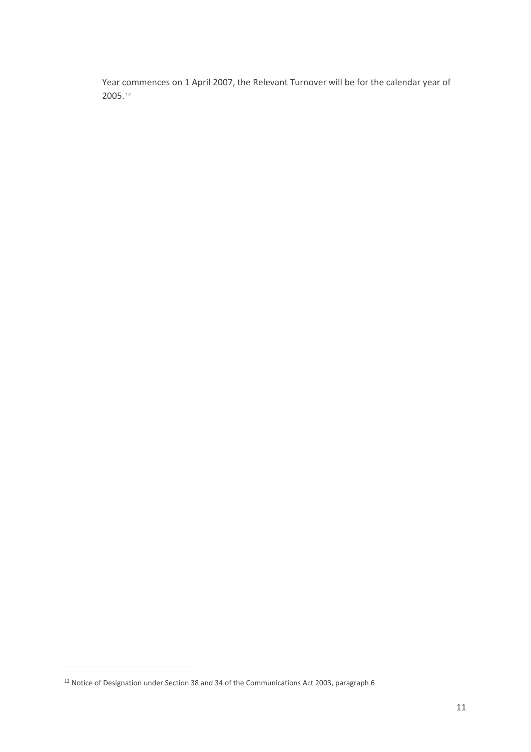Year commences on 1 April 2007, the Relevant Turnover will be for the calendar year of 2005.[12]

[12] Notice of Designation under Section 38 and 34 of the Communications Act 2003, paragraph 6